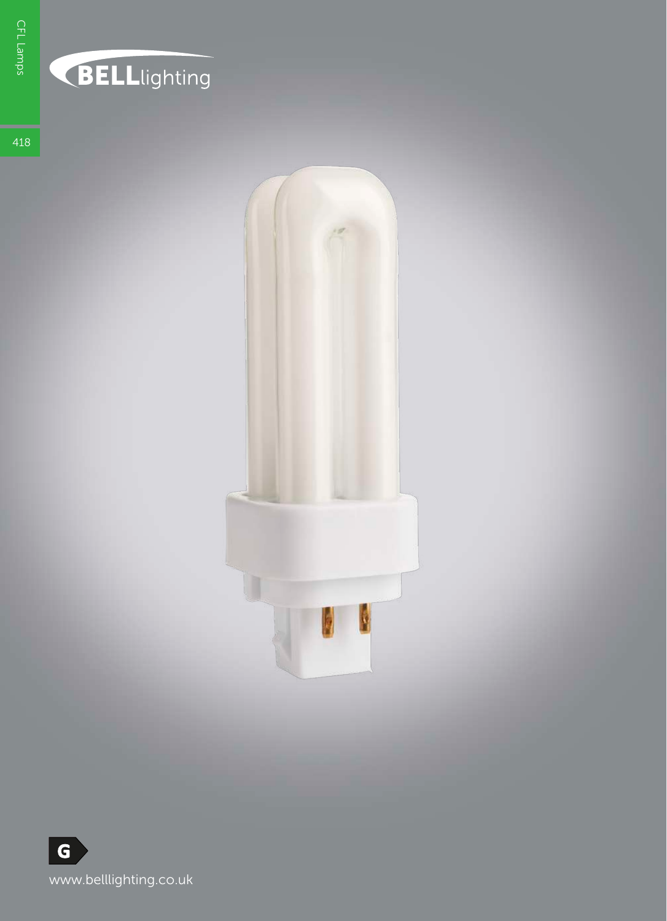BELLlighting

G

www.belllighting.co.uk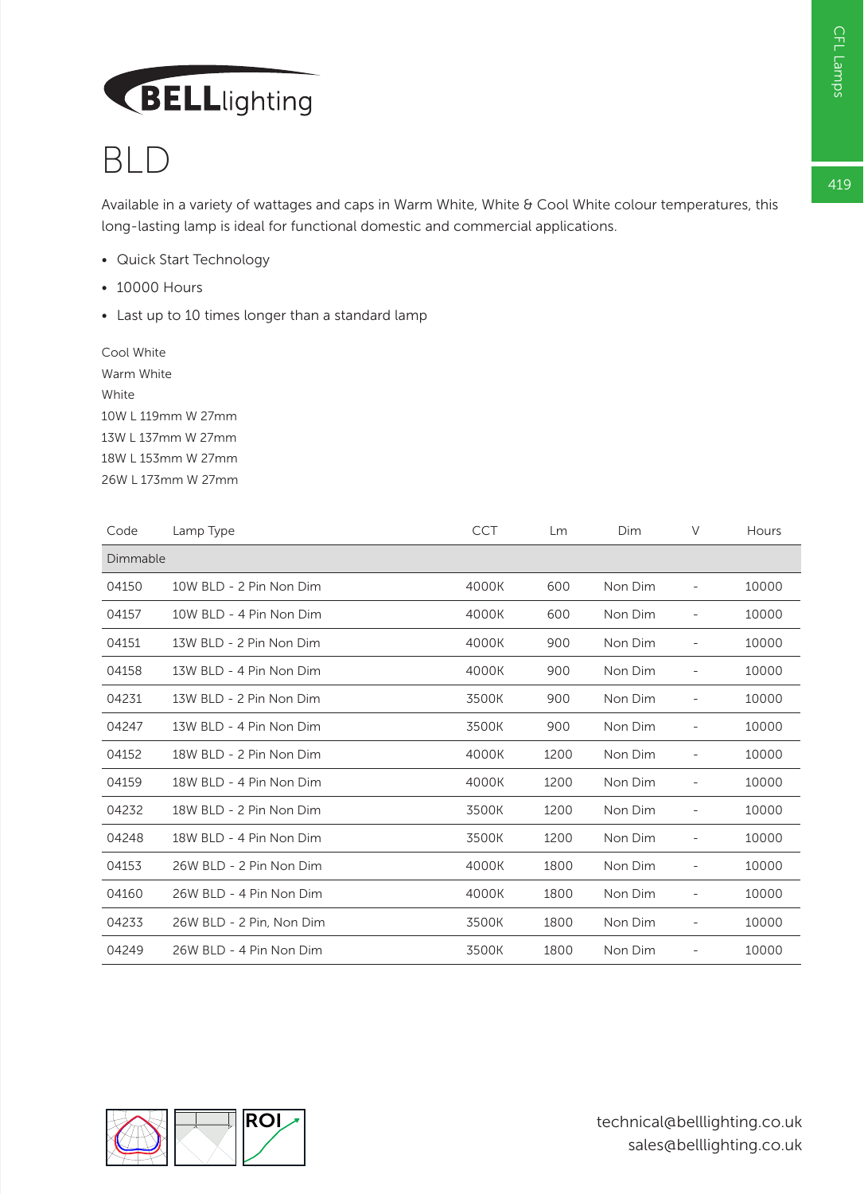# BLD

Available in a variety of wattages and caps in Warm White, White & Cool White colour temperatures, this long-lasting lamp is ideal for functional domestic and commercial applications.

- Quick Start Technology
- 10000 Hours
- Last up to 10 times longer than a standard lamp

Cool White
Warm White
White
10W L 119mm W 27mm
13W L 137mm W 27mm
18W L 153mm W 27mm
26W L 173mm W 27mm

| Code | Lamp Type | CCT | Lm | Dim | V | Hours |
|---|---|---|---|---|---|---|
| Dimmable | | | | | | |
| 04150 | 10W BLD - 2 Pin Non Dim | 4000K | 600 | Non Dim | - | 10000 |
| 04157 | 10W BLD - 4 Pin Non Dim | 4000K | 600 | Non Dim | - | 10000 |
| 04151 | 13W BLD - 2 Pin Non Dim | 4000K | 900 | Non Dim | - | 10000 |
| 04158 | 13W BLD - 4 Pin Non Dim | 4000K | 900 | Non Dim | - | 10000 |
| 04231 | 13W BLD - 2 Pin Non Dim | 3500K | 900 | Non Dim | - | 10000 |
| 04247 | 13W BLD - 4 Pin Non Dim | 3500K | 900 | Non Dim | - | 10000 |
| 04152 | 18W BLD - 2 Pin Non Dim | 4000K | 1200 | Non Dim | - | 10000 |
| 04159 | 18W BLD - 4 Pin Non Dim | 4000K | 1200 | Non Dim | - | 10000 |
| 04232 | 18W BLD - 2 Pin Non Dim | 3500K | 1200 | Non Dim | - | 10000 |
| 04248 | 18W BLD - 4 Pin Non Dim | 3500K | 1200 | Non Dim | - | 10000 |
| 04153 | 26W BLD - 2 Pin Non Dim | 4000K | 1800 | Non Dim | - | 10000 |
| 04160 | 26W BLD - 4 Pin Non Dim | 4000K | 1800 | Non Dim | - | 10000 |
| 04233 | 26W BLD - 2 Pin, Non Dim | 3500K | 1800 | Non Dim | - | 10000 |
| 04249 | 26W BLD - 4 Pin Non Dim | 3500K | 1800 | Non Dim | - | 10000 |

ROI

technical@belllighting.co.uk
sales@belllighting.co.uk